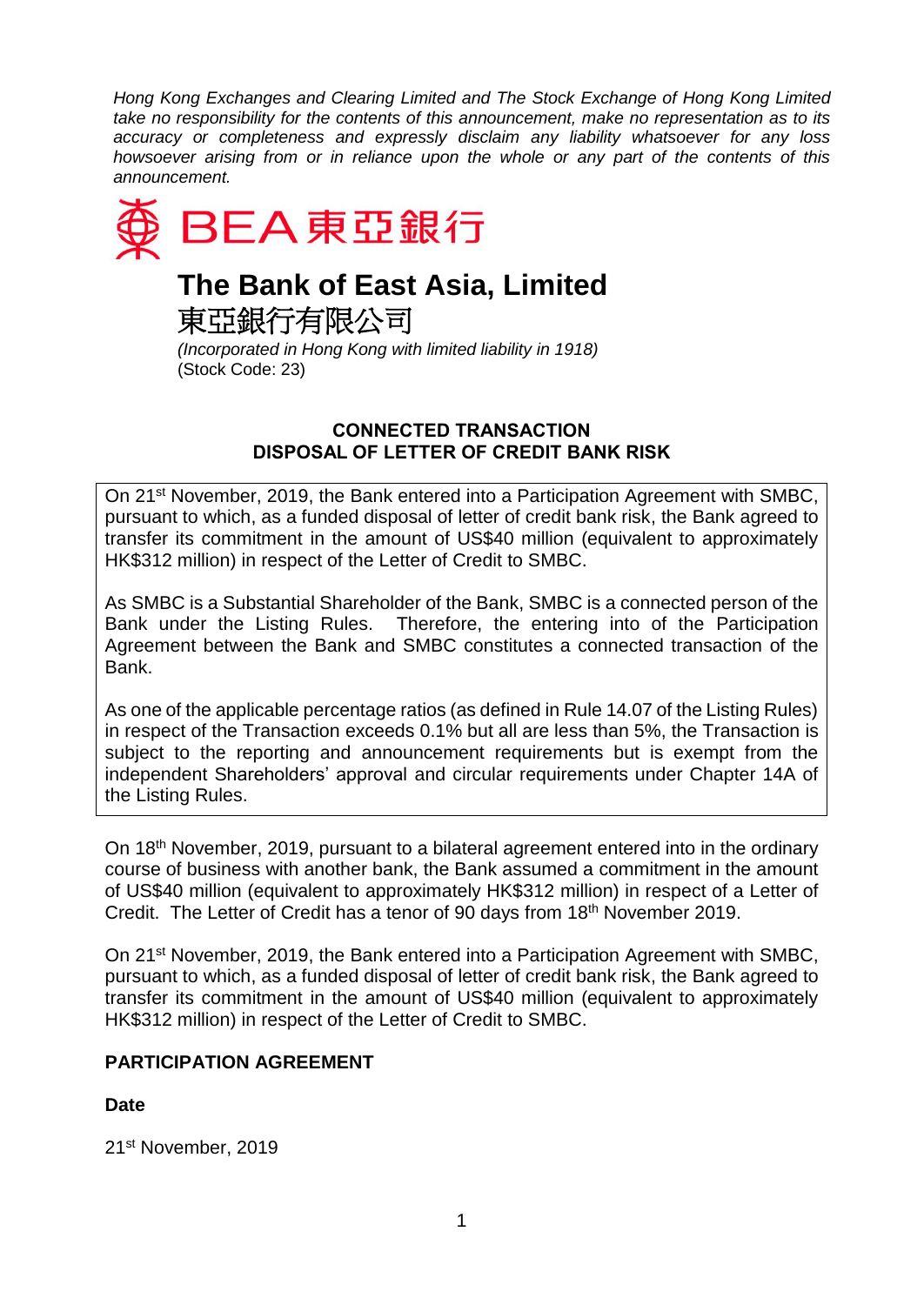*Hong Kong Exchanges and Clearing Limited and The Stock Exchange of Hong Kong Limited take no responsibility for the contents of this announcement, make no representation as to its accuracy or completeness and expressly disclaim any liability whatsoever for any loss howsoever arising from or in reliance upon the whole or any part of the contents of this announcement.*

BEA 東亞銀行

# The Bank of East Asia, Limited
# 東亞銀行有限公司

*(Incorporated in Hong Kong with limited liability in 1918)*
(Stock Code: 23)

## CONNECTED TRANSACTION
## DISPOSAL OF LETTER OF CREDIT BANK RISK

On 21st November, 2019, the Bank entered into a Participation Agreement with SMBC, pursuant to which, as a funded disposal of letter of credit bank risk, the Bank agreed to transfer its commitment in the amount of US$40 million (equivalent to approximately HK$312 million) in respect of the Letter of Credit to SMBC.

As SMBC is a Substantial Shareholder of the Bank, SMBC is a connected person of the Bank under the Listing Rules. Therefore, the entering into of the Participation Agreement between the Bank and SMBC constitutes a connected transaction of the Bank.

As one of the applicable percentage ratios (as defined in Rule 14.07 of the Listing Rules) in respect of the Transaction exceeds 0.1% but all are less than 5%, the Transaction is subject to the reporting and announcement requirements but is exempt from the independent Shareholders' approval and circular requirements under Chapter 14A of the Listing Rules.

On 18th November, 2019, pursuant to a bilateral agreement entered into in the ordinary course of business with another bank, the Bank assumed a commitment in the amount of US$40 million (equivalent to approximately HK$312 million) in respect of a Letter of Credit. The Letter of Credit has a tenor of 90 days from 18th November 2019.

On 21st November, 2019, the Bank entered into a Participation Agreement with SMBC, pursuant to which, as a funded disposal of letter of credit bank risk, the Bank agreed to transfer its commitment in the amount of US$40 million (equivalent to approximately HK$312 million) in respect of the Letter of Credit to SMBC.

### PARTICIPATION AGREEMENT

**Date**

21st November, 2019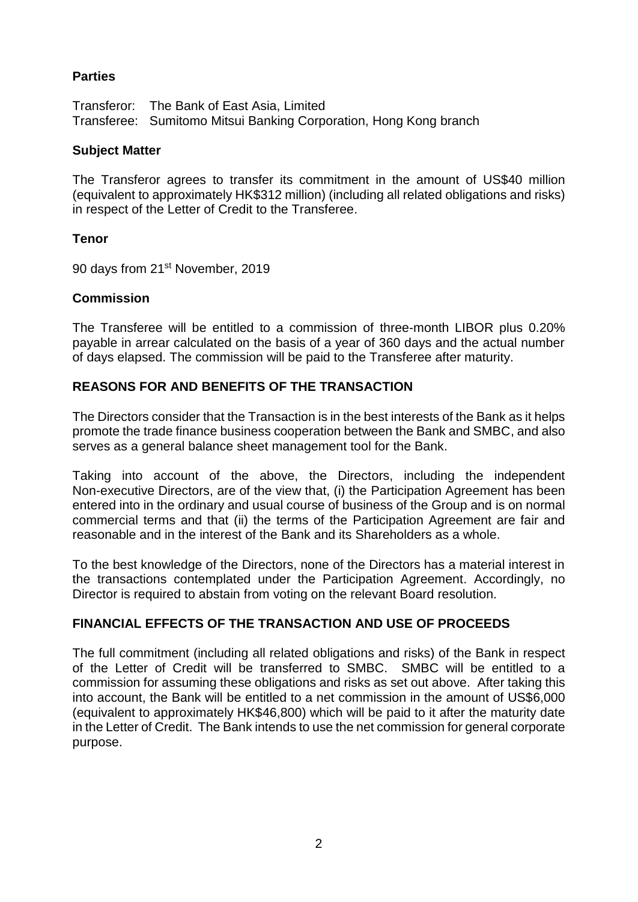**Parties**

Transferor: The Bank of East Asia, Limited
Transferee: Sumitomo Mitsui Banking Corporation, Hong Kong branch

**Subject Matter**

The Transferor agrees to transfer its commitment in the amount of US$40 million (equivalent to approximately HK$312 million) (including all related obligations and risks) in respect of the Letter of Credit to the Transferee.

**Tenor**

90 days from 21st November, 2019

**Commission**

The Transferee will be entitled to a commission of three-month LIBOR plus 0.20% payable in arrear calculated on the basis of a year of 360 days and the actual number of days elapsed. The commission will be paid to the Transferee after maturity.

**REASONS FOR AND BENEFITS OF THE TRANSACTION**

The Directors consider that the Transaction is in the best interests of the Bank as it helps promote the trade finance business cooperation between the Bank and SMBC, and also serves as a general balance sheet management tool for the Bank.

Taking into account of the above, the Directors, including the independent Non-executive Directors, are of the view that, (i) the Participation Agreement has been entered into in the ordinary and usual course of business of the Group and is on normal commercial terms and that (ii) the terms of the Participation Agreement are fair and reasonable and in the interest of the Bank and its Shareholders as a whole.

To the best knowledge of the Directors, none of the Directors has a material interest in the transactions contemplated under the Participation Agreement. Accordingly, no Director is required to abstain from voting on the relevant Board resolution.

**FINANCIAL EFFECTS OF THE TRANSACTION AND USE OF PROCEEDS**

The full commitment (including all related obligations and risks) of the Bank in respect of the Letter of Credit will be transferred to SMBC. SMBC will be entitled to a commission for assuming these obligations and risks as set out above. After taking this into account, the Bank will be entitled to a net commission in the amount of US$6,000 (equivalent to approximately HK$46,800) which will be paid to it after the maturity date in the Letter of Credit. The Bank intends to use the net commission for general corporate purpose.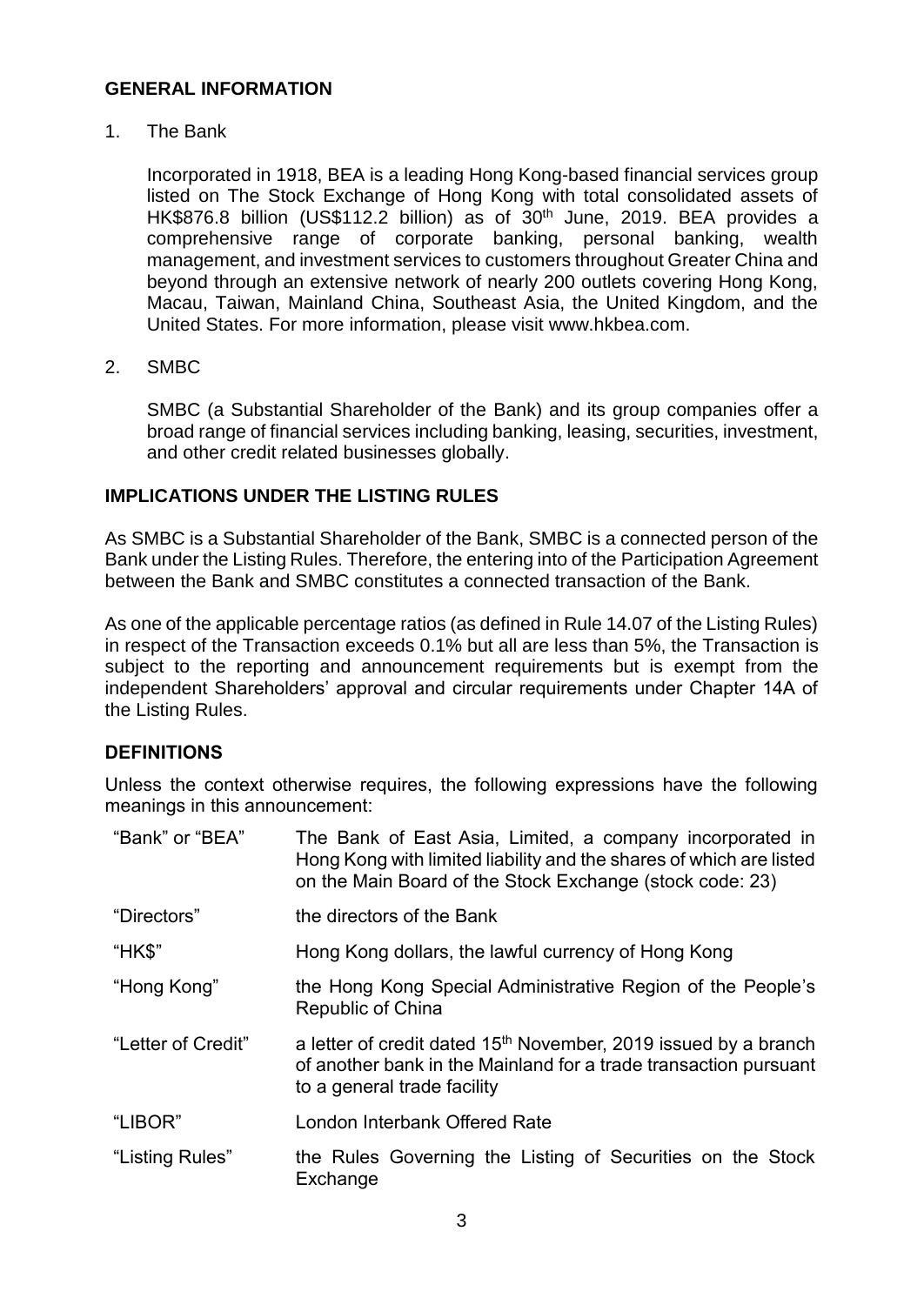## GENERAL INFORMATION

1. The Bank

   Incorporated in 1918, BEA is a leading Hong Kong-based financial services group listed on The Stock Exchange of Hong Kong with total consolidated assets of HK$876.8 billion (US$112.2 billion) as of 30th June, 2019. BEA provides a comprehensive range of corporate banking, personal banking, wealth management, and investment services to customers throughout Greater China and beyond through an extensive network of nearly 200 outlets covering Hong Kong, Macau, Taiwan, Mainland China, Southeast Asia, the United Kingdom, and the United States. For more information, please visit www.hkbea.com.

2. SMBC

   SMBC (a Substantial Shareholder of the Bank) and its group companies offer a broad range of financial services including banking, leasing, securities, investment, and other credit related businesses globally.

## IMPLICATIONS UNDER THE LISTING RULES

As SMBC is a Substantial Shareholder of the Bank, SMBC is a connected person of the Bank under the Listing Rules. Therefore, the entering into of the Participation Agreement between the Bank and SMBC constitutes a connected transaction of the Bank.

As one of the applicable percentage ratios (as defined in Rule 14.07 of the Listing Rules) in respect of the Transaction exceeds 0.1% but all are less than 5%, the Transaction is subject to the reporting and announcement requirements but is exempt from the independent Shareholders' approval and circular requirements under Chapter 14A of the Listing Rules.

## DEFINITIONS

Unless the context otherwise requires, the following expressions have the following meanings in this announcement:

| | |
|---|---|
| "Bank" or "BEA" | The Bank of East Asia, Limited, a company incorporated in Hong Kong with limited liability and the shares of which are listed on the Main Board of the Stock Exchange (stock code: 23) |
| "Directors" | the directors of the Bank |
| "HK$" | Hong Kong dollars, the lawful currency of Hong Kong |
| "Hong Kong" | the Hong Kong Special Administrative Region of the People's Republic of China |
| "Letter of Credit" | a letter of credit dated 15th November, 2019 issued by a branch of another bank in the Mainland for a trade transaction pursuant to a general trade facility |
| "LIBOR" | London Interbank Offered Rate |
| "Listing Rules" | the Rules Governing the Listing of Securities on the Stock Exchange |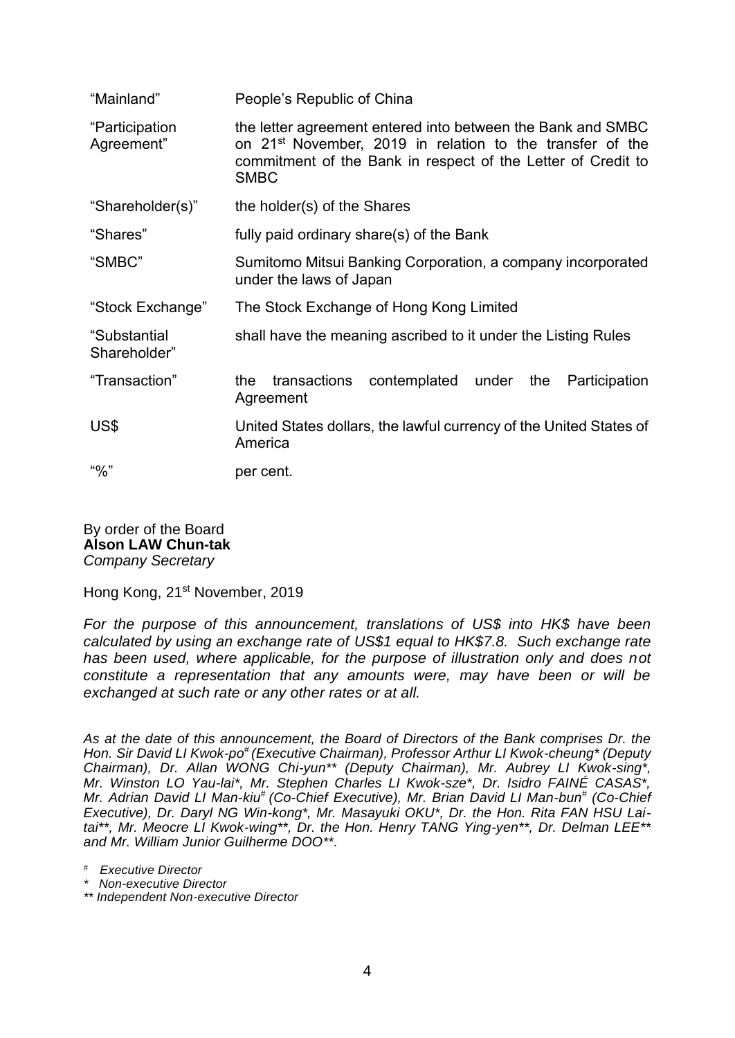| | |
|---|---|
| "Mainland" | People's Republic of China |
| "Participation Agreement" | the letter agreement entered into between the Bank and SMBC on 21st November, 2019 in relation to the transfer of the commitment of the Bank in respect of the Letter of Credit to SMBC |
| "Shareholder(s)" | the holder(s) of the Shares |
| "Shares" | fully paid ordinary share(s) of the Bank |
| "SMBC" | Sumitomo Mitsui Banking Corporation, a company incorporated under the laws of Japan |
| "Stock Exchange" | The Stock Exchange of Hong Kong Limited |
| "Substantial Shareholder" | shall have the meaning ascribed to it under the Listing Rules |
| "Transaction" | the transactions contemplated under the Participation Agreement |
| US$ | United States dollars, the lawful currency of the United States of America |
| "%" | per cent. |

By order of the Board
**Alson LAW Chun-tak**
*Company Secretary*

Hong Kong, 21st November, 2019

*For the purpose of this announcement, translations of US$ into HK$ have been calculated by using an exchange rate of US$1 equal to HK$7.8. Such exchange rate has been used, where applicable, for the purpose of illustration only and does not constitute a representation that any amounts were, may have been or will be exchanged at such rate or any other rates or at all.*

*As at the date of this announcement, the Board of Directors of the Bank comprises Dr. the Hon. Sir David LI Kwok-po# (Executive Chairman), Professor Arthur LI Kwok-cheung* (Deputy Chairman), Dr. Allan WONG Chi-yun** (Deputy Chairman), Mr. Aubrey LI Kwok-sing*, Mr. Winston LO Yau-lai*, Mr. Stephen Charles LI Kwok-sze*, Dr. Isidro FAINÉ CASAS*, Mr. Adrian David LI Man-kiu# (Co-Chief Executive), Mr. Brian David LI Man-bun# (Co-Chief Executive), Dr. Daryl NG Win-kong*, Mr. Masayuki OKU*, Dr. the Hon. Rita FAN HSU Lai-tai**, Mr. Meocre LI Kwok-wing**, Dr. the Hon. Henry TANG Ying-yen**, Dr. Delman LEE** and Mr. William Junior Guilherme DOO**.*

*# Executive Director*
*\* Non-executive Director*
*\*\* Independent Non-executive Director*